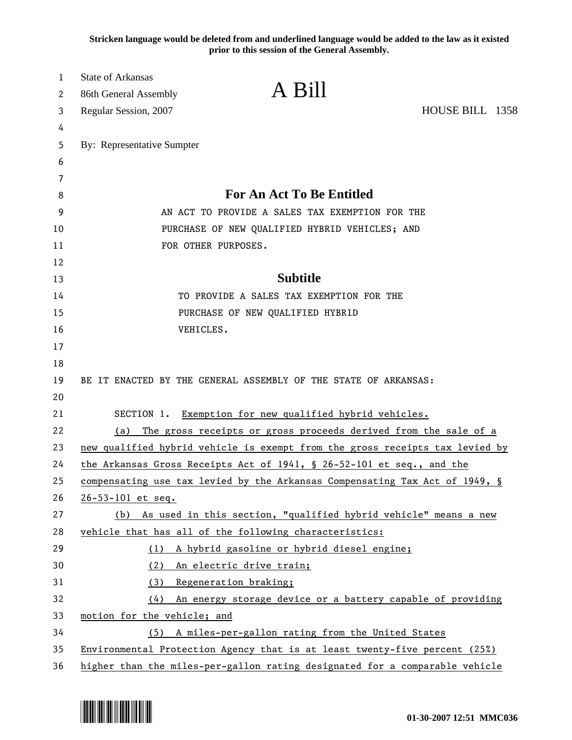Stricken language would be deleted from and underlined language would be added to the law as it existed prior to this session of the General Assembly.

State of Arkansas
86th General Assembly
Regular Session, 2007

# A Bill

HOUSE BILL 1358

By: Representative Sumpter

## For An Act To Be Entitled

AN ACT TO PROVIDE A SALES TAX EXEMPTION FOR THE PURCHASE OF NEW QUALIFIED HYBRID VEHICLES; AND FOR OTHER PURPOSES.

## Subtitle

TO PROVIDE A SALES TAX EXEMPTION FOR THE PURCHASE OF NEW QUALIFIED HYBRID VEHICLES.

BE IT ENACTED BY THE GENERAL ASSEMBLY OF THE STATE OF ARKANSAS:

SECTION 1. Exemption for new qualified hybrid vehicles.

(a) The gross receipts or gross proceeds derived from the sale of a new qualified hybrid vehicle is exempt from the gross receipts tax levied by the Arkansas Gross Receipts Act of 1941, § 26-52-101 et seq., and the compensating use tax levied by the Arkansas Compensating Tax Act of 1949, § 26-53-101 et seq.

(b) As used in this section, "qualified hybrid vehicle" means a new vehicle that has all of the following characteristics:

(1) A hybrid gasoline or hybrid diesel engine;

(2) An electric drive train;

(3) Regeneration braking;

(4) An energy storage device or a battery capable of providing motion for the vehicle; and

(5) A miles-per-gallon rating from the United States Environmental Protection Agency that is at least twenty-five percent (25%) higher than the miles-per-gallon rating designated for a comparable vehicle

01-30-2007 12:51 MMC036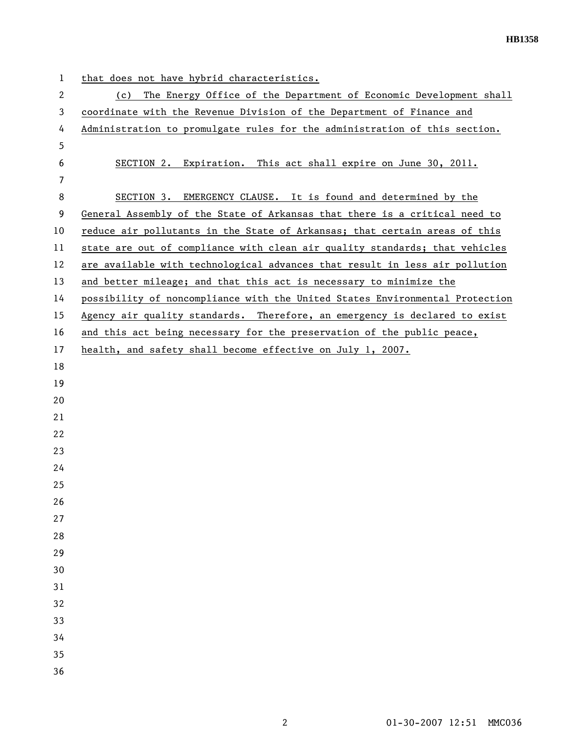that does not have hybrid characteristics.

(c) The Energy Office of the Department of Economic Development shall coordinate with the Revenue Division of the Department of Finance and Administration to promulgate rules for the administration of this section.

SECTION 2. Expiration. This act shall expire on June 30, 2011.

SECTION 3. EMERGENCY CLAUSE. It is found and determined by the General Assembly of the State of Arkansas that there is a critical need to reduce air pollutants in the State of Arkansas; that certain areas of this state are out of compliance with clean air quality standards; that vehicles are available with technological advances that result in less air pollution and better mileage; and that this act is necessary to minimize the possibility of noncompliance with the United States Environmental Protection Agency air quality standards. Therefore, an emergency is declared to exist and this act being necessary for the preservation of the public peace, health, and safety shall become effective on July 1, 2007.